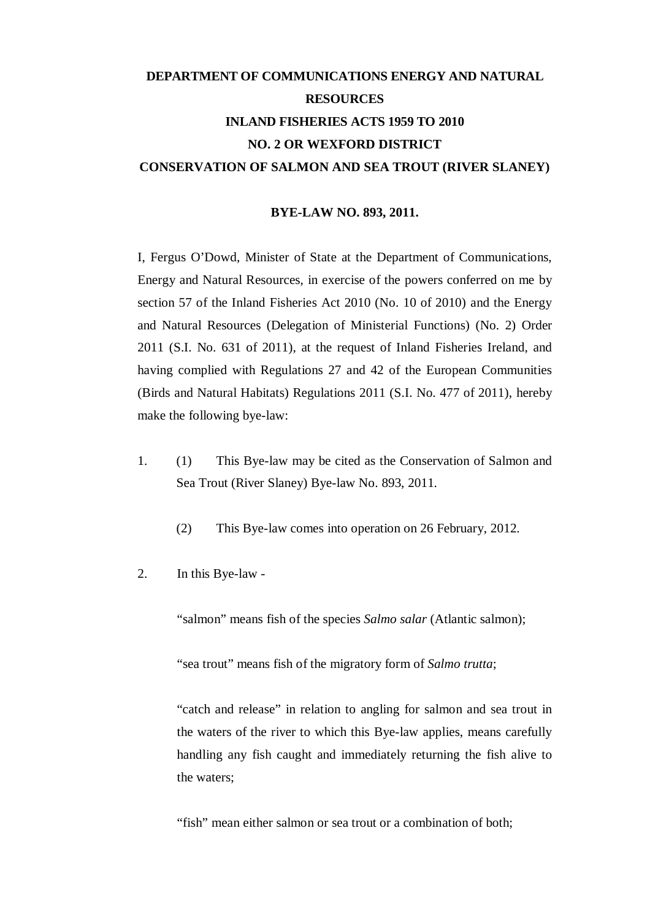# DEPARTMENT OF COMMUNICATIONS ENERGY AND NATURAL RESOURCES

## INLAND FISHERIES ACTS 1959 TO 2010

## NO. 2 OR WEXFORD DISTRICT

## CONSERVATION OF SALMON AND SEA TROUT (RIVER SLANEY)

### BYE-LAW NO. 893, 2011.

I, Fergus O'Dowd, Minister of State at the Department of Communications, Energy and Natural Resources, in exercise of the powers conferred on me by section 57 of the Inland Fisheries Act 2010 (No. 10 of 2010) and the Energy and Natural Resources (Delegation of Ministerial Functions) (No. 2) Order 2011 (S.I. No. 631 of 2011), at the request of Inland Fisheries Ireland, and having complied with Regulations 27 and 42 of the European Communities (Birds and Natural Habitats) Regulations 2011 (S.I. No. 477 of 2011), hereby make the following bye-law:

1. (1) This Bye-law may be cited as the Conservation of Salmon and Sea Trout (River Slaney) Bye-law No. 893, 2011.

   (2) This Bye-law comes into operation on 26 February, 2012.

2. In this Bye-law -

   "salmon" means fish of the species *Salmo salar* (Atlantic salmon);

   "sea trout" means fish of the migratory form of *Salmo trutta*;

   "catch and release" in relation to angling for salmon and sea trout in the waters of the river to which this Bye-law applies, means carefully handling any fish caught and immediately returning the fish alive to the waters;

   "fish" mean either salmon or sea trout or a combination of both;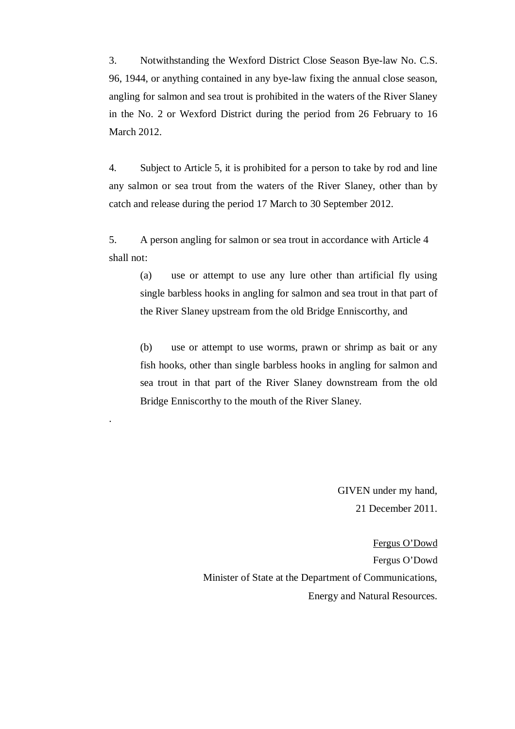3. Notwithstanding the Wexford District Close Season Bye-law No. C.S. 96, 1944, or anything contained in any bye-law fixing the annual close season, angling for salmon and sea trout is prohibited in the waters of the River Slaney in the No. 2 or Wexford District during the period from 26 February to 16 March 2012.

4. Subject to Article 5, it is prohibited for a person to take by rod and line any salmon or sea trout from the waters of the River Slaney, other than by catch and release during the period 17 March to 30 September 2012.

5. A person angling for salmon or sea trout in accordance with Article 4 shall not:

(a) use or attempt to use any lure other than artificial fly using single barbless hooks in angling for salmon and sea trout in that part of the River Slaney upstream from the old Bridge Enniscorthy, and

(b) use or attempt to use worms, prawn or shrimp as bait or any fish hooks, other than single barbless hooks in angling for salmon and sea trout in that part of the River Slaney downstream from the old Bridge Enniscorthy to the mouth of the River Slaney.

.

GIVEN under my hand,
21 December 2011.

Fergus O'Dowd
Fergus O'Dowd
Minister of State at the Department of Communications,
Energy and Natural Resources.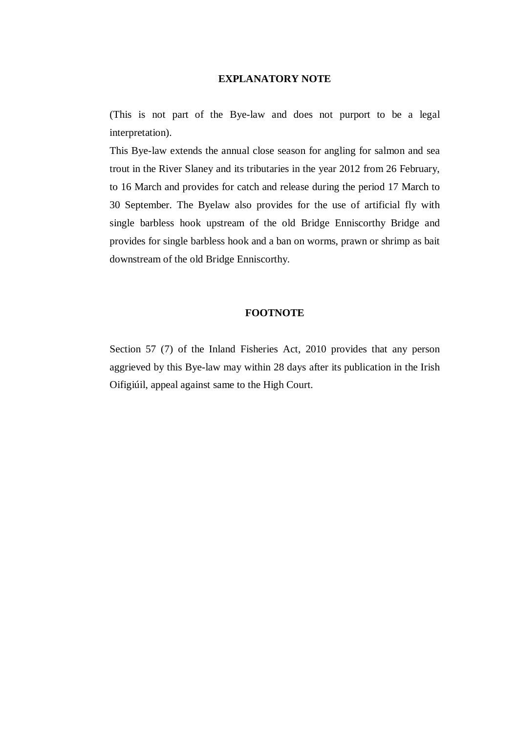## EXPLANATORY NOTE

(This is not part of the Bye-law and does not purport to be a legal interpretation).

This Bye-law extends the annual close season for angling for salmon and sea trout in the River Slaney and its tributaries in the year 2012 from 26 February, to 16 March and provides for catch and release during the period 17 March to 30 September. The Byelaw also provides for the use of artificial fly with single barbless hook upstream of the old Bridge Enniscorthy Bridge and provides for single barbless hook and a ban on worms, prawn or shrimp as bait downstream of the old Bridge Enniscorthy.

## FOOTNOTE

Section 57 (7) of the Inland Fisheries Act, 2010 provides that any person aggrieved by this Bye-law may within 28 days after its publication in the Irish Oifigiúil, appeal against same to the High Court.